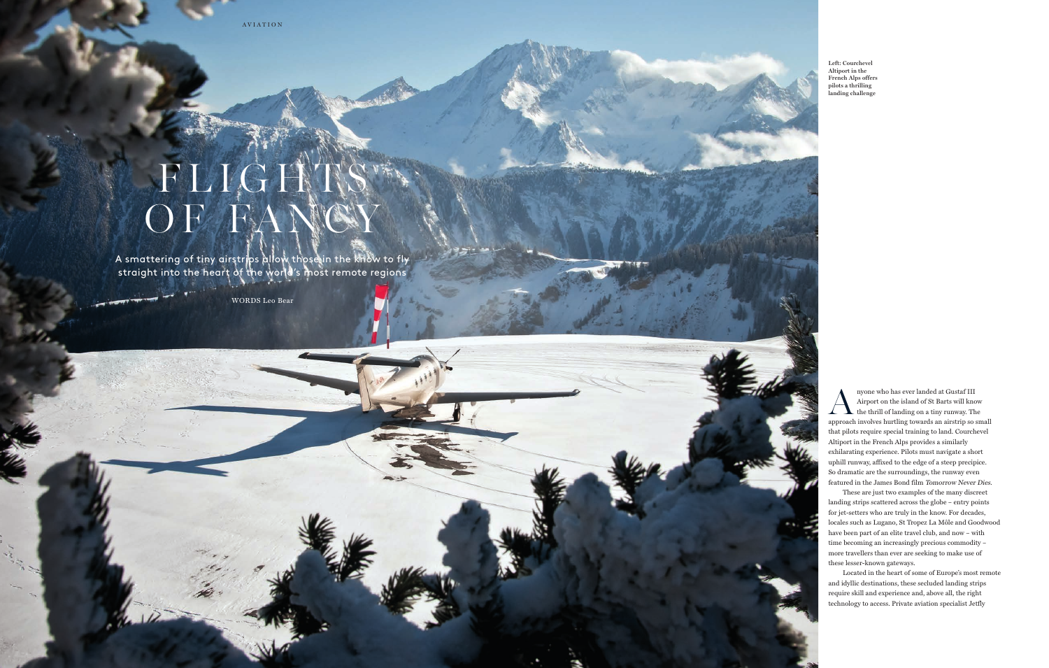# FLIGHTS OF FANCY

A smattering of tiny airstrips allow those in the know to fly straight into the heart of the world's most remote regions

WORDS Leo Bear

Left: Courchevel Altiport in the French Alps offers pilots a thrilling landing challenge

Anyone who has ever landed at Gustaf III Airport on the island of St Barts will know the thrill of landing on a tiny runway. The approach involves hurtling towards an airstrip so small that pilots require special training to land. Courchevel Altiport in the French Alps provides a similarly exhilarating experience. Pilots must navigate a short uphill runway, affixed to the edge of a steep precipice. So dramatic are the surroundings, the runway even featured in the James Bond film *Tomorrow Never Dies*.

These are just two examples of the many discreet landing strips scattered across the globe – entry points for jet-setters who are truly in the know. For decades, locales such as Lugano, St Tropez La Môle and Goodwood have been part of an elite travel club, and now – with time becoming an increasingly precious commodity – more travellers than ever are seeking to make use of these lesser-known gateways.

Located in the heart of some of Europe's most remote and idyllic destinations, these secluded landing strips require skill and experience and, above all, the right technology to access. Private aviation specialist Jetfly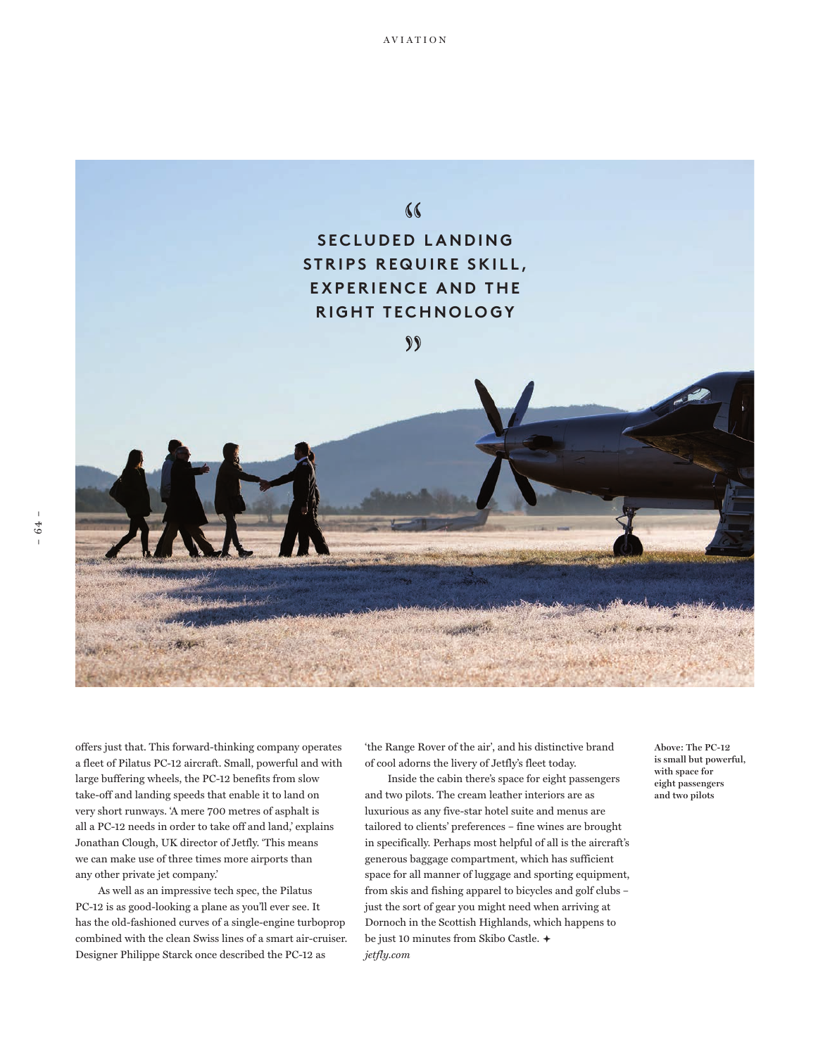"SECLUDED LANDING STRIPS REQUIRE SKILL, EXPERIENCE AND THE RIGHT TECHNOLOGY"

offers just that. This forward-thinking company operates a fleet of Pilatus PC-12 aircraft. Small, powerful and with large buffering wheels, the PC-12 benefits from slow take-off and landing speeds that enable it to land on very short runways. 'A mere 700 metres of asphalt is all a PC-12 needs in order to take off and land,' explains Jonathan Clough, UK director of Jetfly. 'This means we can make use of three times more airports than any other private jet company.'

As well as an impressive tech spec, the Pilatus PC-12 is as good-looking a plane as you'll ever see. It has the old-fashioned curves of a single-engine turboprop combined with the clean Swiss lines of a smart air-cruiser. Designer Philippe Starck once described the PC-12 as 'the Range Rover of the air', and his distinctive brand of cool adorns the livery of Jetfly's fleet today.

Inside the cabin there's space for eight passengers and two pilots. The cream leather interiors are as luxurious as any five-star hotel suite and menus are tailored to clients' preferences – fine wines are brought in specifically. Perhaps most helpful of all is the aircraft's generous baggage compartment, which has sufficient space for all manner of luggage and sporting equipment, from skis and fishing apparel to bicycles and golf clubs – just the sort of gear you might need when arriving at Dornoch in the Scottish Highlands, which happens to be just 10 minutes from Skibo Castle. ✦

*jetfly.com*

**Above: The PC-12 is small but powerful, with space for eight passengers and two pilots**